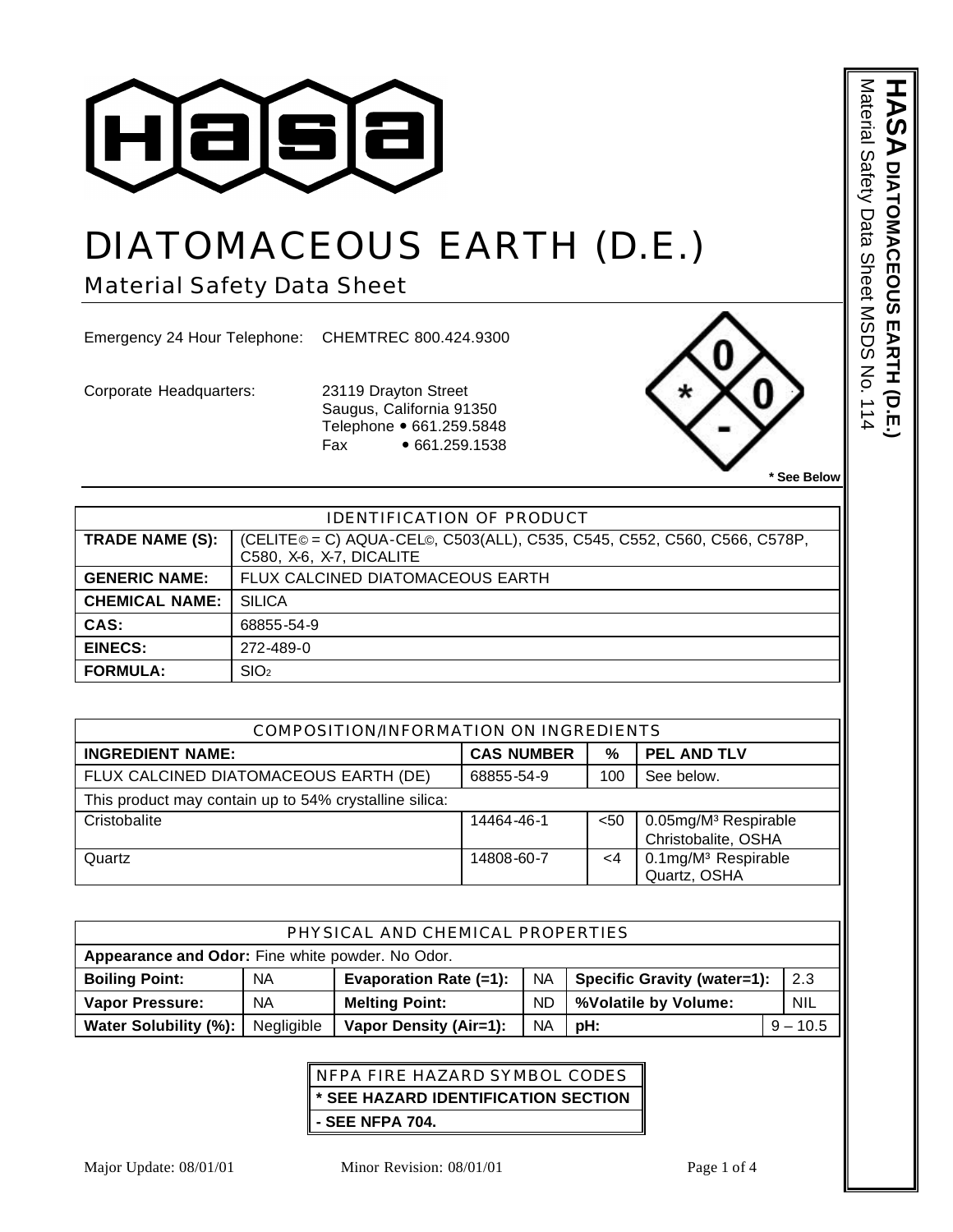# DIATOMACEOUS EARTH (D.E.)

## Material Safety Data Sheet

Emergency 24 Hour Telephone: CHEMTREC 800.424.9300

Corporate Headquarters: 23119 Drayton Street
Saugus, California 91350
Telephone • 661.259.5848
Fax • 661.259.1538

**\* See Below**

| IDENTIFICATION OF PRODUCT | |
|---|---|
| **TRADE NAME (S):** | (CELITE© = C) AQUA-CEL©, C503(ALL), C535, C545, C552, C560, C566, C578P, C580, X-6, X-7, DICALITE |
| **GENERIC NAME:** | FLUX CALCINED DIATOMACEOUS EARTH |
| **CHEMICAL NAME:** | SILICA |
| **CAS:** | 68855-54-9 |
| **EINECS:** | 272-489-0 |
| **FORMULA:** | $SIO_2$ |

| COMPOSITION/INFORMATION ON INGREDIENTS | | | |
|---|---|---|---|
| **INGREDIENT NAME:** | **CAS NUMBER** | **%** | **PEL AND TLV** |
| FLUX CALCINED DIATOMACEOUS EARTH (DE) | 68855-54-9 | 100 | See below. |
| This product may contain up to 54% crystalline silica: | | | |
| Cristobalite | 14464-46-1 | <50 | 0.05mg/$M^3$ Respirable Christobalite, OSHA |
| Quartz | 14808-60-7 | <4 | 0.1mg/$M^3$ Respirable Quartz, OSHA |

| PHYSICAL AND CHEMICAL PROPERTIES | | | | | |
|---|---|---|---|---|---|
| **Appearance and Odor:** Fine white powder. No Odor. | | | | | |
| **Boiling Point:** | NA | **Evaporation Rate (=1):** | NA | **Specific Gravity (water=1):** | 2.3 |
| **Vapor Pressure:** | NA | **Melting Point:** | ND | **%Volatile by Volume:** | NIL |
| **Water Solubility (%):** | Negligible | **Vapor Density (Air=1):** | NA | **pH:** | 9 – 10.5 |

| NFPA FIRE HAZARD SYMBOL CODES |
|---|
| **\* SEE HAZARD IDENTIFICATION SECTION** |
| **- SEE NFPA 704.** |

Major Update: 08/01/01 Minor Revision: 08/01/01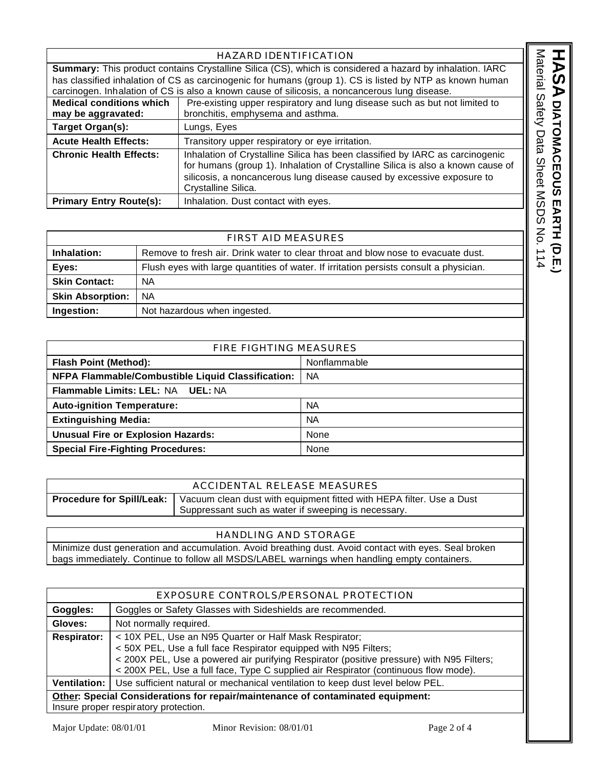## HAZARD IDENTIFICATION

**Summary:** This product contains Crystalline Silica (CS), which is considered a hazard by inhalation. IARC has classified inhalation of CS as carcinogenic for humans (group 1). CS is listed by NTP as known human carcinogen. Inhalation of CS is also a known cause of silicosis, a noncancerous lung disease.

| | |
|---|---|
| **Medical conditions which may be aggravated:** | Pre-existing upper respiratory and lung disease such as but not limited to bronchitis, emphysema and asthma. |
| **Target Organ(s):** | Lungs, Eyes |
| **Acute Health Effects:** | Transitory upper respiratory or eye irritation. |
| **Chronic Health Effects:** | Inhalation of Crystalline Silica has been classified by IARC as carcinogenic for humans (group 1). Inhalation of Crystalline Silica is also a known cause of silicosis, a noncancerous lung disease caused by excessive exposure to Crystalline Silica. |
| **Primary Entry Route(s):** | Inhalation. Dust contact with eyes. |

## FIRST AID MEASURES

| | |
|---|---|
| **Inhalation:** | Remove to fresh air. Drink water to clear throat and blow nose to evacuate dust. |
| **Eyes:** | Flush eyes with large quantities of water. If irritation persists consult a physician. |
| **Skin Contact:** | NA |
| **Skin Absorption:** | NA |
| **Ingestion:** | Not hazardous when ingested. |

## FIRE FIGHTING MEASURES

| | |
|---|---|
| **Flash Point (Method):** | Nonflammable |
| **NFPA Flammable/Combustible Liquid Classification:** | NA |
| **Flammable Limits: LEL:** NA **UEL:** NA | |
| **Auto-ignition Temperature:** | NA |
| **Extinguishing Media:** | NA |
| **Unusual Fire or Explosion Hazards:** | None |
| **Special Fire-Fighting Procedures:** | None |

## ACCIDENTAL RELEASE MEASURES

| | |
|---|---|
| **Procedure for Spill/Leak:** | Vacuum clean dust with equipment fitted with HEPA filter. Use a Dust Suppressant such as water if sweeping is necessary. |

## HANDLING AND STORAGE

Minimize dust generation and accumulation. Avoid breathing dust. Avoid contact with eyes. Seal broken bags immediately. Continue to follow all MSDS/LABEL warnings when handling empty containers.

## EXPOSURE CONTROLS/PERSONAL PROTECTION

| | |
|---|---|
| **Goggles:** | Goggles or Safety Glasses with Sideshields are recommended. |
| **Gloves:** | Not normally required. |
| **Respirator:** | < 10X PEL, Use an N95 Quarter or Half Mask Respirator;<br>< 50X PEL, Use a full face Respirator equipped with N95 Filters;<br>< 200X PEL, Use a powered air purifying Respirator (positive pressure) with N95 Filters;<br>< 200X PEL, Use a full face, Type C supplied air Respirator (continuous flow mode). |
| **Ventilation:** | Use sufficient natural or mechanical ventilation to keep dust level below PEL. |

**Other: Special Considerations for repair/maintenance of contaminated equipment:**
Insure proper respiratory protection.

Major Update: 08/01/01 Minor Revision: 08/01/01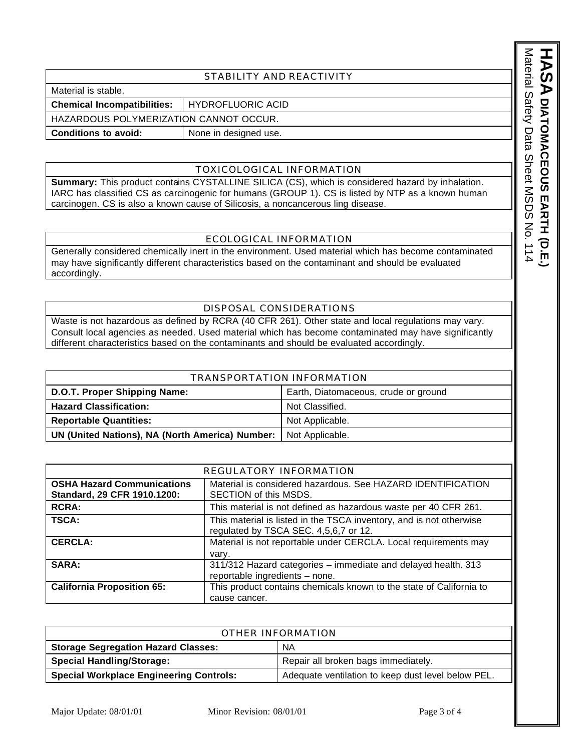## STABILITY AND REACTIVITY

Material is stable.

| | |
|---|---|
| **Chemical Incompatibilities:** | HYDROFLUORIC ACID |

HAZARDOUS POLYMERIZATION CANNOT OCCUR.

| | |
|---|---|
| **Conditions to avoid:** | None in designed use. |

## TOXICOLOGICAL INFORMATION

**Summary:** This product contains CYSTALLINE SILICA (CS), which is considered hazard by inhalation. IARC has classified CS as carcinogenic for humans (GROUP 1). CS is listed by NTP as a known human carcinogen. CS is also a known cause of Silicosis, a noncancerous ling disease.

## ECOLOGICAL INFORMATION

Generally considered chemically inert in the environment. Used material which has become contaminated may have significantly different characteristics based on the contaminant and should be evaluated accordingly.

## DISPOSAL CONSIDERATIONS

Waste is not hazardous as defined by RCRA (40 CFR 261). Other state and local regulations may vary. Consult local agencies as needed. Used material which has become contaminated may have significantly different characteristics based on the contaminants and should be evaluated accordingly.

## TRANSPORTATION INFORMATION

| | |
|---|---|
| **D.O.T. Proper Shipping Name:** | Earth, Diatomaceous, crude or ground |
| **Hazard Classification:** | Not Classified. |
| **Reportable Quantities:** | Not Applicable. |
| **UN (United Nations), NA (North America) Number:** | Not Applicable. |

## REGULATORY INFORMATION

| | |
|---|---|
| **OSHA Hazard Communications Standard, 29 CFR 1910.1200:** | Material is considered hazardous. See HAZARD IDENTIFICATION SECTION of this MSDS. |
| **RCRA:** | This material is not defined as hazardous waste per 40 CFR 261. |
| **TSCA:** | This material is listed in the TSCA inventory, and is not otherwise regulated by TSCA SEC. 4,5,6,7 or 12. |
| **CERCLA:** | Material is not reportable under CERCLA. Local requirements may vary. |
| **SARA:** | 311/312 Hazard categories – immediate and delayed health. 313 reportable ingredients – none. |
| **California Proposition 65:** | This product contains chemicals known to the state of California to cause cancer. |

## OTHER INFORMATION

| | |
|---|---|
| **Storage Segregation Hazard Classes:** | NA |
| **Special Handling/Storage:** | Repair all broken bags immediately. |
| **Special Workplace Engineering Controls:** | Adequate ventilation to keep dust level below PEL. |

Major Update: 08/01/01 Minor Revision: 08/01/01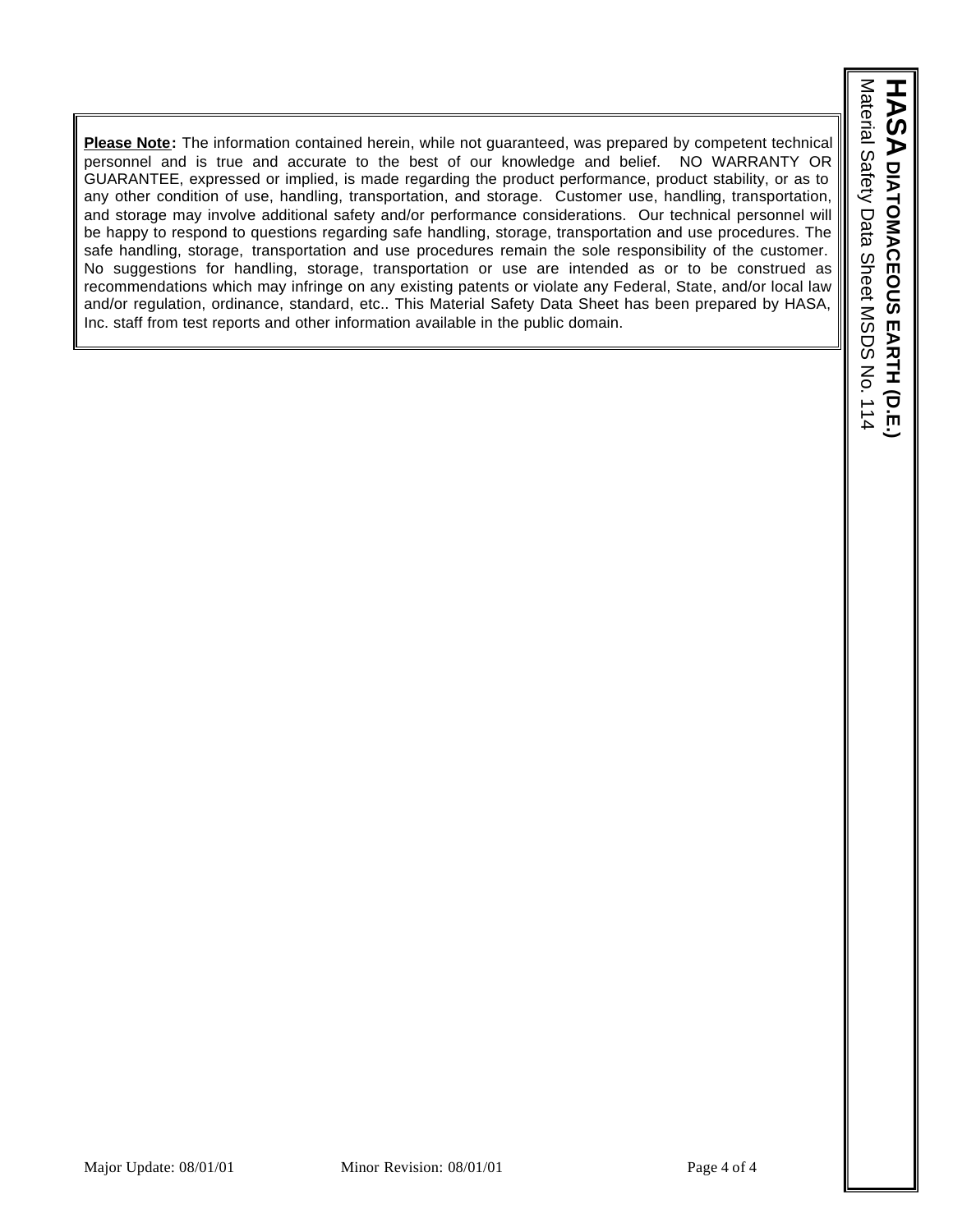**Please Note:** The information contained herein, while not guaranteed, was prepared by competent technical personnel and is true and accurate to the best of our knowledge and belief. NO WARRANTY OR GUARANTEE, expressed or implied, is made regarding the product performance, product stability, or as to any other condition of use, handling, transportation, and storage. Customer use, handling, transportation, and storage may involve additional safety and/or performance considerations. Our technical personnel will be happy to respond to questions regarding safe handling, storage, transportation and use procedures. The safe handling, storage, transportation and use procedures remain the sole responsibility of the customer. No suggestions for handling, storage, transportation or use are intended as or to be construed as recommendations which may infringe on any existing patents or violate any Federal, State, and/or local law and/or regulation, ordinance, standard, etc.. This Material Safety Data Sheet has been prepared by HASA, Inc. staff from test reports and other information available in the public domain.